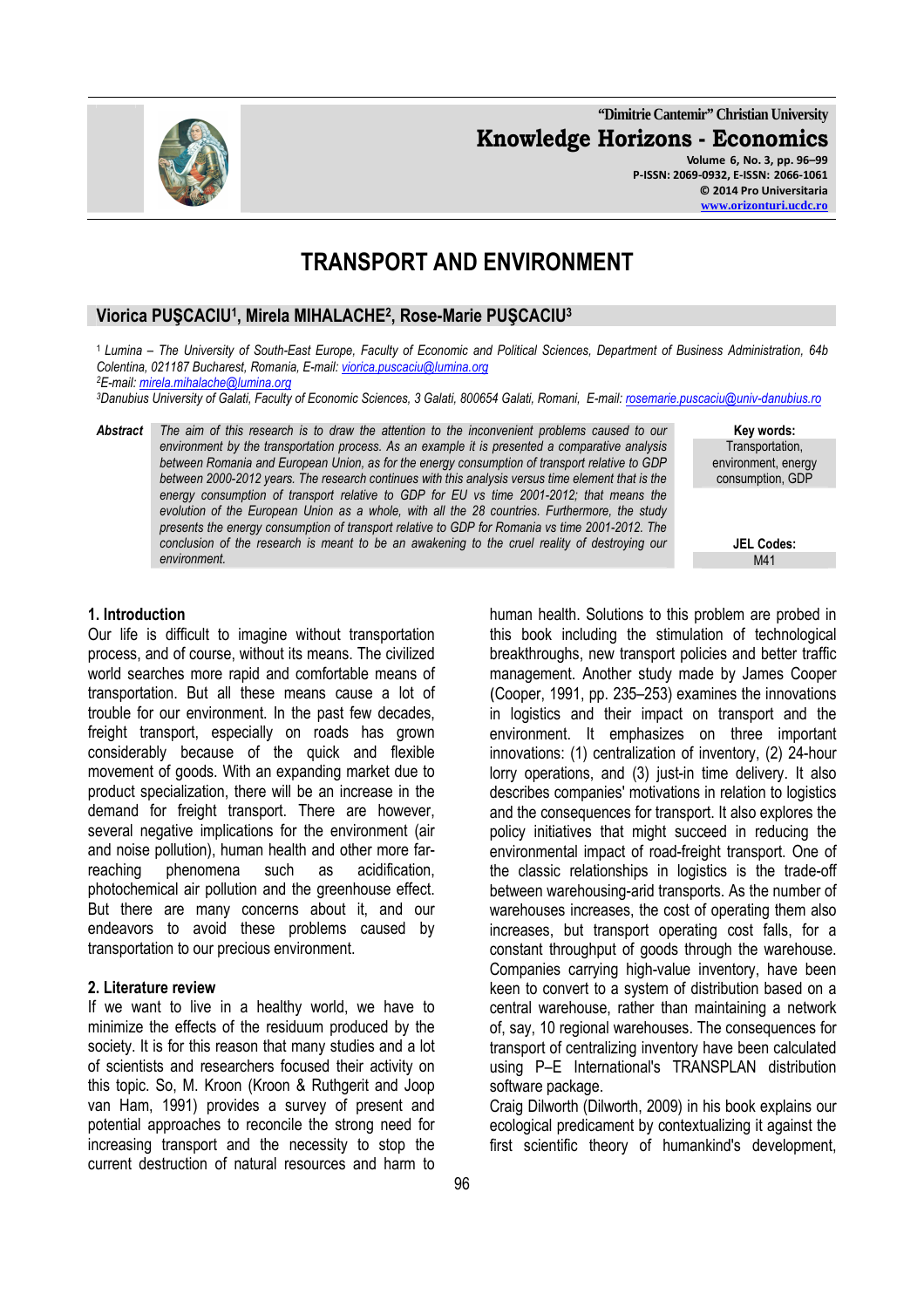"Dimitrie Cantemir" Christian University

**Knowledge Horizons - Economics**

Volume 6, No. 3, pp. 96–99
P-ISSN: 2069-0932, E-ISSN: 2066-1061
© 2014 Pro Universitaria
www.orizonturi.ucdc.ro

# TRANSPORT AND ENVIRONMENT

## Viorica PUŞCACIU[1], Mirela MIHALACHE[2], Rose-Marie PUŞCACIU[3]

[1] *Lumina – The University of South-East Europe, Faculty of Economic and Political Sciences, Department of Business Administration, 64b Colentina, 021187 Bucharest, Romania, E-mail: viorica.puscaciu@lumina.org*
[2] *E-mail: mirela.mihalache@lumina.org*
[3] *Danubius University of Galati, Faculty of Economic Sciences, 3 Galati, 800654 Galati, Romani, E-mail: rosemarie.puscaciu@univ-danubius.ro*

***Abstract*** *The aim of this research is to draw the attention to the inconvenient problems caused to our environment by the transportation process. As an example it is presented a comparative analysis between Romania and European Union, as for the energy consumption of transport relative to GDP between 2000-2012 years. The research continues with this analysis versus time element that is the energy consumption of transport relative to GDP for EU vs time 2001-2012; that means the evolution of the European Union as a whole, with all the 28 countries. Furthermore, the study presents the energy consumption of transport relative to GDP for Romania vs time 2001-2012. The conclusion of the research is meant to be an awakening to the cruel reality of destroying our environment.*

**Key words:**
Transportation, environment, energy consumption, GDP

**JEL Codes:**
M41

### 1. Introduction

Our life is difficult to imagine without transportation process, and of course, without its means. The civilized world searches more rapid and comfortable means of transportation. But all these means cause a lot of trouble for our environment. In the past few decades, freight transport, especially on roads has grown considerably because of the quick and flexible movement of goods. With an expanding market due to product specialization, there will be an increase in the demand for freight transport. There are however, several negative implications for the environment (air and noise pollution), human health and other more far-reaching phenomena such as acidification, photochemical air pollution and the greenhouse effect. But there are many concerns about it, and our endeavors to avoid these problems caused by transportation to our precious environment.

### 2. Literature review

If we want to live in a healthy world, we have to minimize the effects of the residuum produced by the society. It is for this reason that many studies and a lot of scientists and researchers focused their activity on this topic. So, M. Kroon (Kroon & Ruthgerit and Joop van Ham, 1991) provides a survey of present and potential approaches to reconcile the strong need for increasing transport and the necessity to stop the current destruction of natural resources and harm to human health. Solutions to this problem are probed in this book including the stimulation of technological breakthroughs, new transport policies and better traffic management. Another study made by James Cooper (Cooper, 1991, pp. 235–253) examines the innovations in logistics and their impact on transport and the environment. It emphasizes on three important innovations: (1) centralization of inventory, (2) 24-hour lorry operations, and (3) just-in time delivery. It also describes companies' motivations in relation to logistics and the consequences for transport. It also explores the policy initiatives that might succeed in reducing the environmental impact of road-freight transport. One of the classic relationships in logistics is the trade-off between warehousing-arid transports. As the number of warehouses increases, the cost of operating them also increases, but transport operating cost falls, for a constant throughput of goods through the warehouse. Companies carrying high-value inventory, have been keen to convert to a system of distribution based on a central warehouse, rather than maintaining a network of, say, 10 regional warehouses. The consequences for transport of centralizing inventory have been calculated using P–E International's TRANSPLAN distribution software package.

Craig Dilworth (Dilworth, 2009) in his book explains our ecological predicament by contextualizing it against the first scientific theory of humankind's development,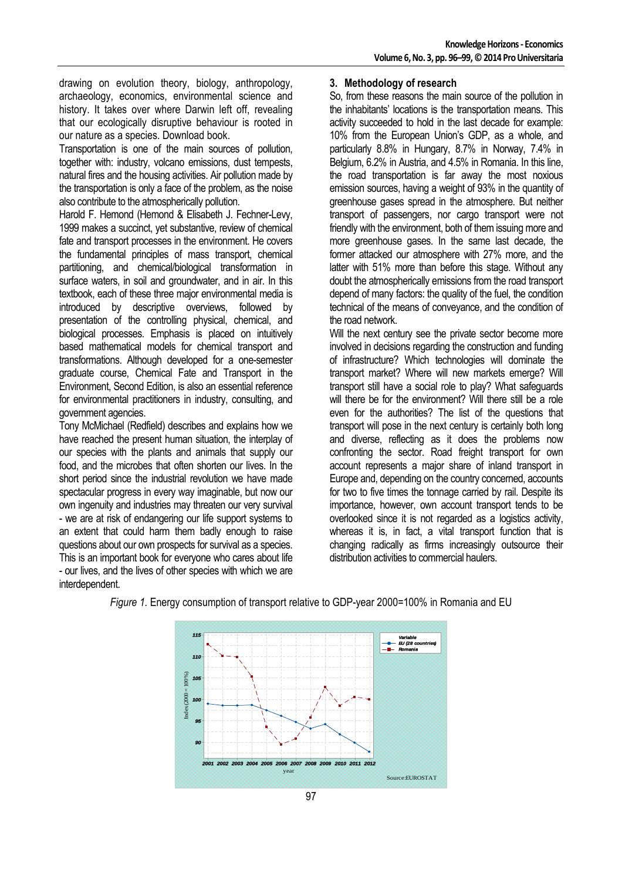drawing on evolution theory, biology, anthropology, archaeology, economics, environmental science and history. It takes over where Darwin left off, revealing that our ecologically disruptive behaviour is rooted in our nature as a species. Download book.

Transportation is one of the main sources of pollution, together with: industry, volcano emissions, dust tempests, natural fires and the housing activities. Air pollution made by the transportation is only a face of the problem, as the noise also contribute to the atmospherically pollution.

Harold F. Hemond (Hemond & Elisabeth J. Fechner-Levy, 1999 makes a succinct, yet substantive, review of chemical fate and transport processes in the environment. He covers the fundamental principles of mass transport, chemical partitioning, and chemical/biological transformation in surface waters, in soil and groundwater, and in air. In this textbook, each of these three major environmental media is introduced by descriptive overviews, followed by presentation of the controlling physical, chemical, and biological processes. Emphasis is placed on intuitively based mathematical models for chemical transport and transformations. Although developed for a one-semester graduate course, Chemical Fate and Transport in the Environment, Second Edition, is also an essential reference for environmental practitioners in industry, consulting, and government agencies.

Tony McMichael (Redfield) describes and explains how we have reached the present human situation, the interplay of our species with the plants and animals that supply our food, and the microbes that often shorten our lives. In the short period since the industrial revolution we have made spectacular progress in every way imaginable, but now our own ingenuity and industries may threaten our very survival - we are at risk of endangering our life support systems to an extent that could harm them badly enough to raise questions about our own prospects for survival as a species. This is an important book for everyone who cares about life - our lives, and the lives of other species with which we are interdependent.

## 3. Methodology of research

So, from these reasons the main source of the pollution in the inhabitants' locations is the transportation means. This activity succeeded to hold in the last decade for example: 10% from the European Union's GDP, as a whole, and particularly 8.8% in Hungary, 8.7% in Norway, 7.4% in Belgium, 6.2% in Austria, and 4.5% in Romania. In this line, the road transportation is far away the most noxious emission sources, having a weight of 93% in the quantity of greenhouse gases spread in the atmosphere. But neither transport of passengers, nor cargo transport were not friendly with the environment, both of them issuing more and more greenhouse gases. In the same last decade, the former attacked our atmosphere with 27% more, and the latter with 51% more than before this stage. Without any doubt the atmospherically emissions from the road transport depend of many factors: the quality of the fuel, the condition technical of the means of conveyance, and the condition of the road network.

Will the next century see the private sector become more involved in decisions regarding the construction and funding of infrastructure? Which technologies will dominate the transport market? Where will new markets emerge? Will transport still have a social role to play? What safeguards will there be for the environment? Will there still be a role even for the authorities? The list of the questions that transport will pose in the next century is certainly both long and diverse, reflecting as it does the problems now confronting the sector. Road freight transport for own account represents a major share of inland transport in Europe and, depending on the country concerned, accounts for two to five times the tonnage carried by rail. Despite its importance, however, own account transport tends to be overlooked since it is not regarded as a logistics activity, whereas it is, in fact, a vital transport function that is changing radically as firms increasingly outsource their distribution activities to commercial haulers.

*Figure 1.* Energy consumption of transport relative to GDP-year 2000=100% in Romania and EU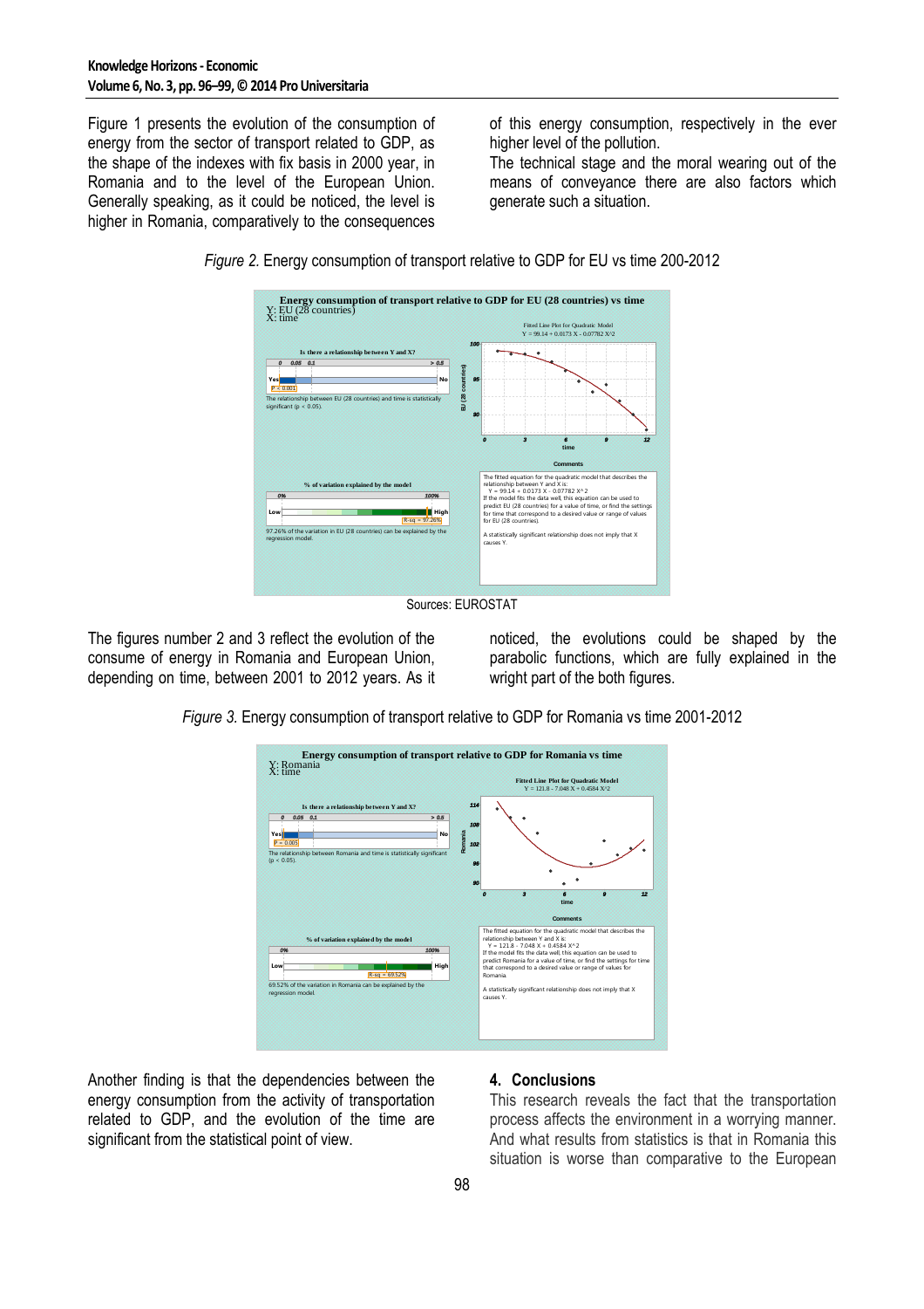Figure 1 presents the evolution of the consumption of energy from the sector of transport related to GDP, as the shape of the indexes with fix basis in 2000 year, in Romania and to the level of the European Union. Generally speaking, as it could be noticed, the level is higher in Romania, comparatively to the consequences of this energy consumption, respectively in the ever higher level of the pollution.

The technical stage and the moral wearing out of the means of conveyance there are also factors which generate such a situation.

*Figure 2.* Energy consumption of transport relative to GDP for EU vs time 200-2012

Sources: EUROSTAT

The figures number 2 and 3 reflect the evolution of the consume of energy in Romania and European Union, depending on time, between 2001 to 2012 years. As it noticed, the evolutions could be shaped by the parabolic functions, which are fully explained in the wright part of the both figures.

*Figure 3.* Energy consumption of transport relative to GDP for Romania vs time 2001-2012

Another finding is that the dependencies between the energy consumption from the activity of transportation related to GDP, and the evolution of the time are significant from the statistical point of view.

## 4. Conclusions

This research reveals the fact that the transportation process affects the environment in a worrying manner. And what results from statistics is that in Romania this situation is worse than comparative to the European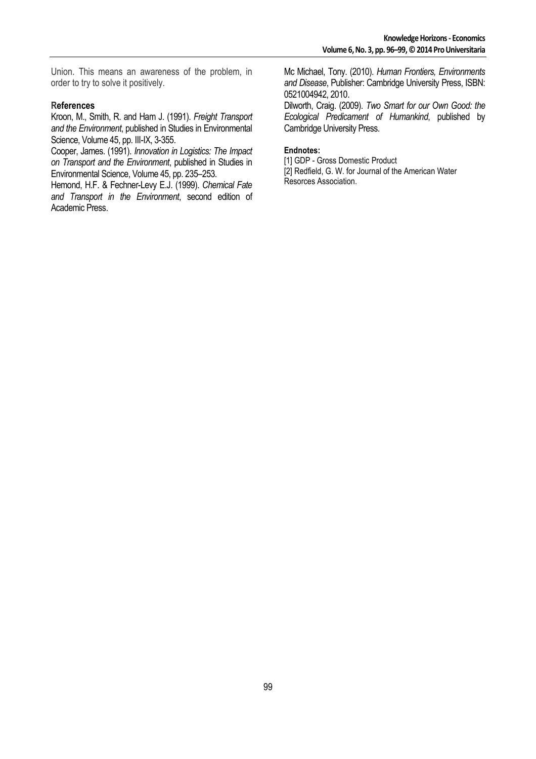Union. This means an awareness of the problem, in order to try to solve it positively.

## References

Kroon, M., Smith, R. and Ham J. (1991). *Freight Transport and the Environment*, published in Studies in Environmental Science, Volume 45, pp. III-IX, 3-355.

Cooper, James. (1991). *Innovation in Logistics: The Impact on Transport and the Environment*, published in Studies in Environmental Science, Volume 45, pp. 235–253.

Hemond, H.F. & Fechner-Levy E.J. (1999). *Chemical Fate and Transport in the Environment*, second edition of Academic Press.

Mc Michael, Tony. (2010). *Human Frontiers, Environments and Disease*, Publisher: Cambridge University Press, ISBN: 0521004942, 2010.

Dilworth, Craig. (2009). *Two Smart for our Own Good: the Ecological Predicament of Humankind*, published by Cambridge University Press.

**Endnotes:**

[1] GDP - Gross Domestic Product

[2] Redfield, G. W. for Journal of the American Water Resorces Association.